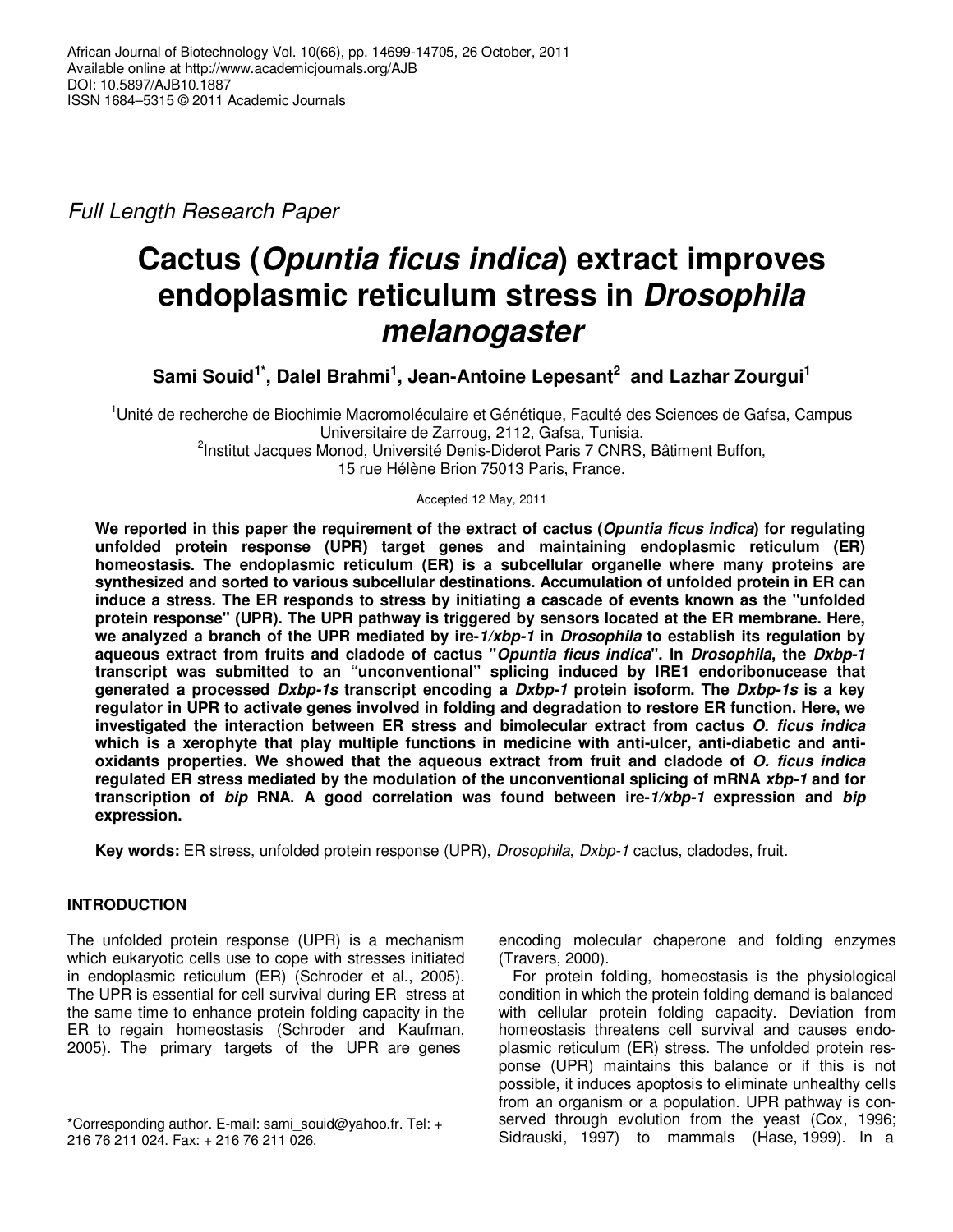Full Length Research Paper

# Cactus (*Opuntia ficus indica*) extract improves endoplasmic reticulum stress in *Drosophila melanogaster*

**Sami Souid[1*], Dalel Brahmi[1], Jean-Antoine Lepesant[2] and Lazhar Zourgui[1]**

[1]Unité de recherche de Biochimie Macromoléculaire et Génétique, Faculté des Sciences de Gafsa, Campus Universitaire de Zarroug, 2112, Gafsa, Tunisia.

[2]Institut Jacques Monod, Université Denis-Diderot Paris 7 CNRS, Bâtiment Buffon, 15 rue Hélène Brion 75013 Paris, France.

Accepted 12 May, 2011

**We reported in this paper the requirement of the extract of cactus (*Opuntia ficus indica*) for regulating unfolded protein response (UPR) target genes and maintaining endoplasmic reticulum (ER) homeostasis. The endoplasmic reticulum (ER) is a subcellular organelle where many proteins are synthesized and sorted to various subcellular destinations. Accumulation of unfolded protein in ER can induce a stress. The ER responds to stress by initiating a cascade of events known as the "unfolded protein response" (UPR). The UPR pathway is triggered by sensors located at the ER membrane. Here, we analyzed a branch of the UPR mediated by ire-*1/xbp-1* in *Drosophila* to establish its regulation by aqueous extract from fruits and cladode of cactus "*Opuntia ficus indica*". In *Drosophila*, the *Dxbp-1* transcript was submitted to an "unconventional" splicing induced by IRE1 endoribonucease that generated a processed *Dxbp-1s* transcript encoding a *Dxbp-1* protein isoform. The *Dxbp-1s* is a key regulator in UPR to activate genes involved in folding and degradation to restore ER function. Here, we investigated the interaction between ER stress and bimolecular extract from cactus *O. ficus indica* which is a xerophyte that play multiple functions in medicine with anti-ulcer, anti-diabetic and anti-oxidants properties. We showed that the aqueous extract from fruit and cladode of *O. ficus indica* regulated ER stress mediated by the modulation of the unconventional splicing of mRNA *xbp-1* and for transcription of *bip* RNA. A good correlation was found between ire-*1/xbp-1* expression and *bip* expression.**

**Key words:** ER stress, unfolded protein response (UPR), *Drosophila*, *Dxbp-1* cactus, cladodes, fruit.

## INTRODUCTION

The unfolded protein response (UPR) is a mechanism which eukaryotic cells use to cope with stresses initiated in endoplasmic reticulum (ER) (Schroder et al., 2005). The UPR is essential for cell survival during ER stress at the same time to enhance protein folding capacity in the ER to regain homeostasis (Schroder and Kaufman, 2005). The primary targets of the UPR are genes encoding molecular chaperone and folding enzymes (Travers, 2000).

For protein folding, homeostasis is the physiological condition in which the protein folding demand is balanced with cellular protein folding capacity. Deviation from homeostasis threatens cell survival and causes endoplasmic reticulum (ER) stress. The unfolded protein response (UPR) maintains this balance or if this is not possible, it induces apoptosis to eliminate unhealthy cells from an organism or a population. UPR pathway is conserved through evolution from the yeast (Cox, 1996; Sidrauski, 1997) to mammals (Hase, 1999). In a

*Corresponding author. E-mail: sami_souid@yahoo.fr. Tel: + 216 76 211 024. Fax: + 216 76 211 026.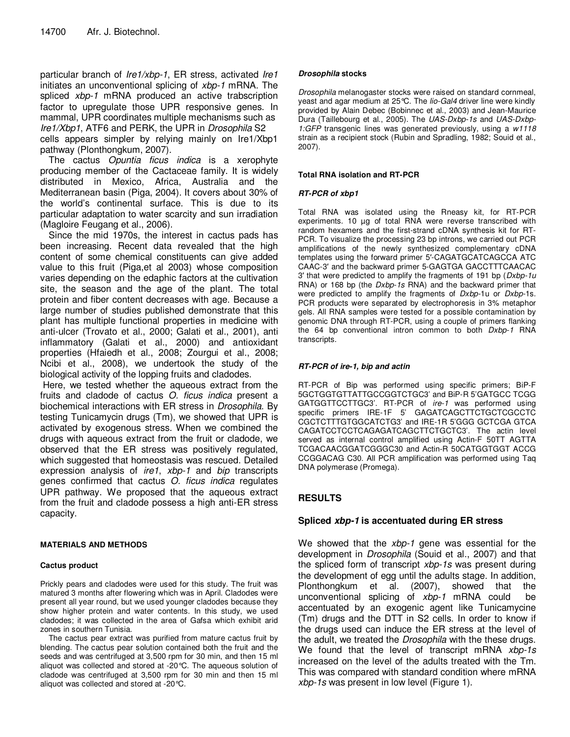particular branch of *Ire1/xbp-1*, ER stress, activated *Ire1* initiates an unconventional splicing of *xbp-1* mRNA. The spliced *xbp-1* mRNA produced an active trabscription factor to upregulate those UPR responsive genes. In mammal, UPR coordinates multiple mechanisms such as *Ire1/Xbp1*, ATF6 and PERK, the UPR in *Drosophila* S2 cells appears simpler by relying mainly on Ire1/Xbp1 pathway (Plonthongkum, 2007).

The cactus *Opuntia ficus indica* is a xerophyte producing member of the Cactaceae family. It is widely distributed in Mexico, Africa, Australia and the Mediterranean basin (Piga, 2004). It covers about 30% of the world's continental surface. This is due to its particular adaptation to water scarcity and sun irradiation (Magloire Feugang et al., 2006).

Since the mid 1970s, the interest in cactus pads has been increasing. Recent data revealed that the high content of some chemical constituents can give added value to this fruit (Piga,et al 2003) whose composition varies depending on the edaphic factors at the cultivation site, the season and the age of the plant. The total protein and fiber content decreases with age. Because a large number of studies published demonstrate that this plant has multiple functional properties in medicine with anti-ulcer (Trovato et al., 2000; Galati et al., 2001), anti inflammatory (Galati et al., 2000) and antioxidant properties (Hfaiedh et al., 2008; Zourgui et al., 2008; Ncibi et al., 2008), we undertook the study of the biological activity of the lopping fruits and cladodes.

Here, we tested whether the aqueous extract from the fruits and cladode of cactus *O. ficus indica* present a biochemical interactions with ER stress in *Drosophila*. By testing Tunicamycin drugs (Tm), we showed that UPR is activated by exogenous stress. When we combined the drugs with aqueous extract from the fruit or cladode, we observed that the ER stress was positively regulated, which suggested that homeostasis was rescued. Detailed expression analysis of *ire1*, *xbp-1* and *bip* transcripts genes confirmed that cactus *O. ficus indica* regulates UPR pathway. We proposed that the aqueous extract from the fruit and cladode possess a high anti-ER stress capacity.

## MATERIALS AND METHODS

### Cactus product

Prickly pears and cladodes were used for this study. The fruit was matured 3 months after flowering which was in April. Cladodes were present all year round, but we used younger cladodes because they show higher protein and water contents. In this study, we used cladodes; it was collected in the area of Gafsa which exhibit arid zones in southern Tunisia.

The cactus pear extract was purified from mature cactus fruit by blending. The cactus pear solution contained both the fruit and the seeds and was centrifuged at 3,500 rpm for 30 min, and then 15 ml aliquot was collected and stored at -20°C. The aqueous solution of cladode was centrifuged at 3,500 rpm for 30 min and then 15 ml aliquot was collected and stored at -20°C.

### *Drosophila* stocks

*Drosophila* melanogaster stocks were raised on standard cornmeal, yeast and agar medium at 25°C. The *lio-Gal4* driver line were kindly provided by Alain Debec (Bobinnec et al., 2003) and Jean-Maurice Dura (Taillebourg et al., 2005). The *UAS-Dxbp-1s* and *UAS-Dxbp-1:GFP* transgenic lines was generated previously, using a *w1118* strain as a recipient stock (Rubin and Spradling, 1982; Souid et al., 2007).

### Total RNA isolation and RT-PCR

#### *RT-PCR of xbp1*

Total RNA was isolated using the Rneasy kit, for RT-PCR experiments. 10 µg of total RNA were reverse transcribed with random hexamers and the first-strand cDNA synthesis kit for RT-PCR. To visualize the processing 23 bp introns, we carried out PCR amplifications of the newly synthesized complementary cDNA templates using the forward primer 5′-CAGATGCATCAGCCA ATC CAAC-3′ and the backward primer 5-GAGTGA GACCTTTCAACAC 3′ that were predicted to amplify the fragments of 191 bp (*Dxbp-1u* RNA) or 168 bp (the *Dxbp-1s* RNA) and the backward primer that were predicted to amplify the fragments of *Dxbp*-1u or *Dxbp*-1s. PCR products were separated by electrophoresis in 3% metaphor gels. All RNA samples were tested for a possible contamination by genomic DNA through RT-PCR, using a couple of primers flanking the 64 bp conventional intron common to both *Dxbp-1* RNA transcripts.

#### *RT-PCR of ire-1, bip and actin*

RT-PCR of Bip was performed using specific primers; BiP-F 5GCTGGTGTTATTGCCGGTCTGC3' and BiP-R 5'GATGCC TCGG GATGGTTCCTTGC3'. RT-PCR of *ire-1* was performed using specific primers IRE-1F 5' GAGATCAGCTTCTGCTCGCCTC CGCTCTTTGTGGCATCTG3' and IRE-1R 5'GGG GCTCGA GTCA CAGATCCTCCTCAGAGATCAGCTTCTGCTC3'. The actin level served as internal control amplified using Actin-F 50TT AGTTA TCGACAACGGATCGGGC30 and Actin-R 50CATGGTGGT ACCG CCGGACAG C30. All PCR amplification was performed using Taq DNA polymerase (Promega).

## RESULTS

### Spliced *xbp-1* is accentuated during ER stress

We showed that the *xbp-1* gene was essential for the development in *Drosophila* (Souid et al., 2007) and that the spliced form of transcript *xbp-1s* was present during the development of egg until the adults stage. In addition, Plonthongkum et al. (2007), showed that the unconventional splicing of *xbp-1* mRNA could be accentuated by an exogenic agent like Tunicamycine (Tm) drugs and the DTT in S2 cells. In order to know if the drugs used can induce the ER stress at the level of the adult, we treated the *Drosophila* with the these drugs. We found that the level of transcript mRNA *xbp-1s* increased on the level of the adults treated with the Tm. This was compared with standard condition where mRNA *xbp-1s* was present in low level (Figure 1).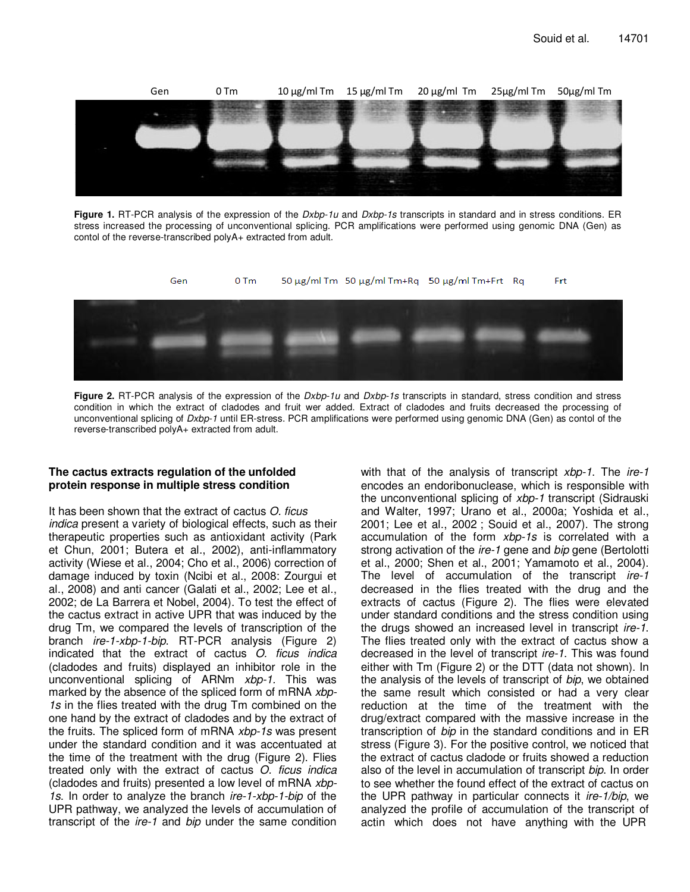Gen 0 Tm 10 μg/ml Tm 15 μg/ml Tm 20 μg/ml Tm 25μg/ml Tm 50μg/ml Tm

**Figure 1.** RT-PCR analysis of the expression of the *Dxbp-1u* and *Dxbp-1s* transcripts in standard and in stress conditions. ER stress increased the processing of unconventional splicing. PCR amplifications were performed using genomic DNA (Gen) as contol of the reverse-transcribed polyA+ extracted from adult.

Gen 0 Tm 50 μg/ml Tm 50 μg/ml Tm+Rq 50 μg/ml Tm+Frt Rq Frt

**Figure 2.** RT-PCR analysis of the expression of the *Dxbp-1u* and *Dxbp-1s* transcripts in standard, stress condition and stress condition in which the extract of cladodes and fruit wer added. Extract of cladodes and fruits decreased the processing of unconventional splicing of *Dxbp-1* until ER-stress. PCR amplifications were performed using genomic DNA (Gen) as contol of the reverse-transcribed polyA+ extracted from adult.

**The cactus extracts regulation of the unfolded protein response in multiple stress condition**

It has been shown that the extract of cactus *O. ficus indica* present a variety of biological effects, such as their therapeutic properties such as antioxidant activity (Park et Chun, 2001; Butera et al., 2002), anti-inflammatory activity (Wiese et al., 2004; Cho et al., 2006) correction of damage induced by toxin (Ncibi et al., 2008: Zourgui et al., 2008) and anti cancer (Galati et al., 2002; Lee et al., 2002; de La Barrera et Nobel, 2004). To test the effect of the cactus extract in active UPR that was induced by the drug Tm, we compared the levels of transcription of the branch *ire-1-xbp-1-bip*. RT-PCR analysis (Figure 2) indicated that the extract of cactus *O. ficus indica* (cladodes and fruits) displayed an inhibitor role in the unconventional splicing of ARNm *xbp-1*. This was marked by the absence of the spliced form of mRNA *xbp-1s* in the flies treated with the drug Tm combined on the one hand by the extract of cladodes and by the extract of the fruits. The spliced form of mRNA *xbp-1s* was present under the standard condition and it was accentuated at the time of the treatment with the drug (Figure 2). Flies treated only with the extract of cactus *O. ficus indica* (cladodes and fruits) presented a low level of mRNA *xbp-1s*. In order to analyze the branch *ire-1-xbp-1-bip* of the UPR pathway, we analyzed the levels of accumulation of transcript of the *ire-1* and *bip* under the same condition with that of the analysis of transcript *xbp-1*. The *ire-1* encodes an endoribonuclease, which is responsible with the unconventional splicing of *xbp-1* transcript (Sidrauski and Walter, 1997; Urano et al., 2000a; Yoshida et al., 2001; Lee et al., 2002 ; Souid et al., 2007). The strong accumulation of the form *xbp-1s* is correlated with a strong activation of the *ire-1* gene and *bip* gene (Bertolotti et al., 2000; Shen et al., 2001; Yamamoto et al., 2004). The level of accumulation of the transcript *ire-1* decreased in the flies treated with the drug and the extracts of cactus (Figure 2). The flies were elevated under standard conditions and the stress condition using the drugs showed an increased level in transcript *ire-1*. The flies treated only with the extract of cactus show a decreased in the level of transcript *ire-1*. This was found either with Tm (Figure 2) or the DTT (data not shown). In the analysis of the levels of transcript of *bip*, we obtained the same result which consisted or had a very clear reduction at the time of the treatment with the drug/extract compared with the massive increase in the transcription of *bip* in the standard conditions and in ER stress (Figure 3). For the positive control, we noticed that the extract of cactus cladode or fruits showed a reduction also of the level in accumulation of transcript *bip*. In order to see whether the found effect of the extract of cactus on the UPR pathway in particular connects it *ire-1/bip*, we analyzed the profile of accumulation of the transcript of actin which does not have anything with the UPR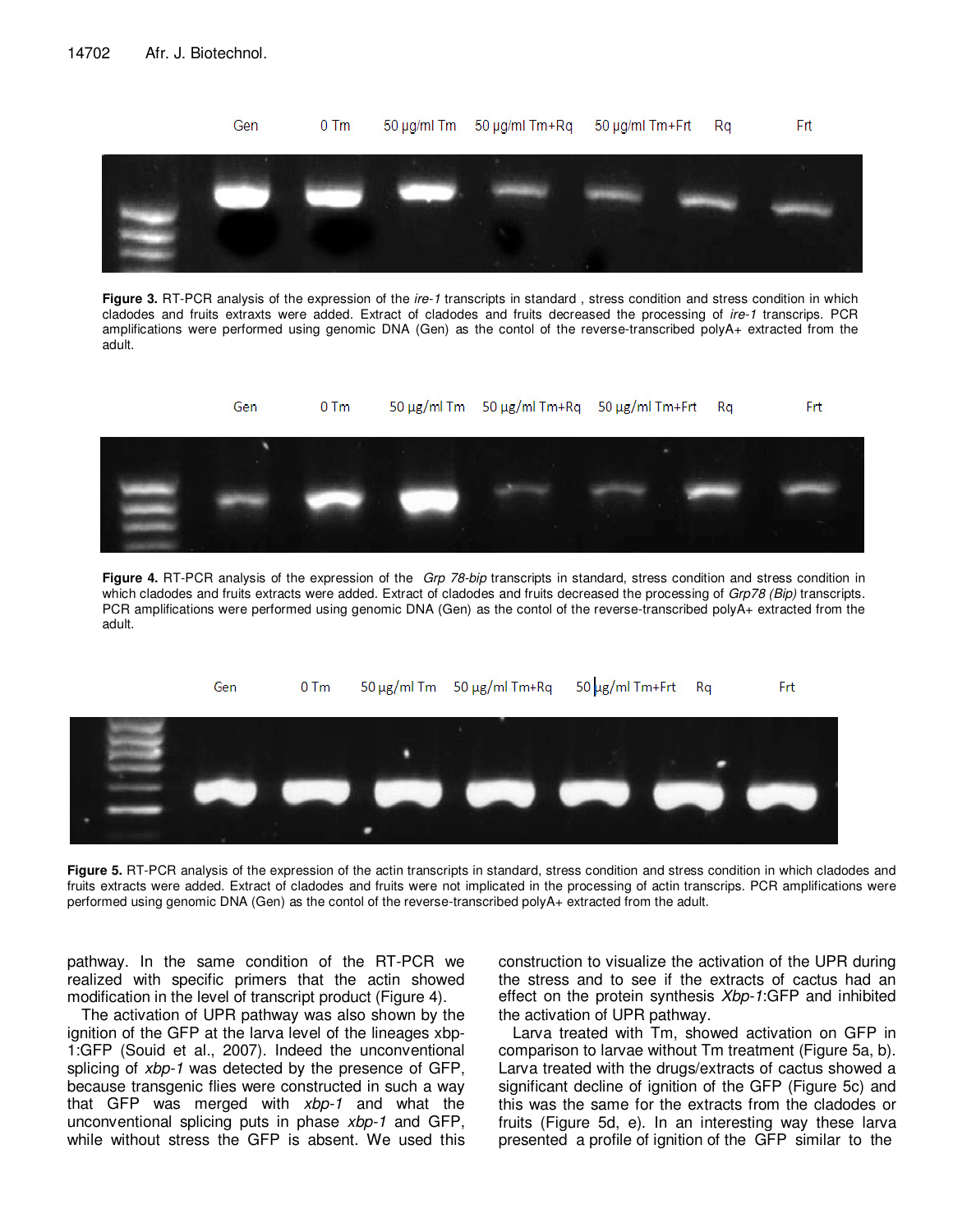Figure 3. RT-PCR analysis of the expression of the *ire-1* transcripts in standard , stress condition and stress condition in which cladodes and fruits extraxts were added. Extract of cladodes and fruits decreased the processing of *ire-1* transcrips. PCR amplifications were performed using genomic DNA (Gen) as the contol of the reverse-transcribed polyA+ extracted from the adult.

Figure 4. RT-PCR analysis of the expression of the *Grp 78-bip* transcripts in standard, stress condition and stress condition in which cladodes and fruits extracts were added. Extract of cladodes and fruits decreased the processing of *Grp78 (Bip)* transcripts. PCR amplifications were performed using genomic DNA (Gen) as the contol of the reverse-transcribed polyA+ extracted from the adult.

Figure 5. RT-PCR analysis of the expression of the actin transcripts in standard, stress condition and stress condition in which cladodes and fruits extracts were added. Extract of cladodes and fruits were not implicated in the processing of actin transcripts. PCR amplifications were performed using genomic DNA (Gen) as the contol of the reverse-transcribed polyA+ extracted from the adult.

pathway. In the same condition of the RT-PCR we realized with specific primers that the actin showed modification in the level of transcript product (Figure 4).

The activation of UPR pathway was also shown by the ignition of the GFP at the larva level of the lineages xbp-1:GFP (Souid et al., 2007). Indeed the unconventional splicing of *xbp-1* was detected by the presence of GFP, because transgenic flies were constructed in such a way that GFP was merged with *xbp-1* and what the unconventional splicing puts in phase *xbp-1* and GFP, while without stress the GFP is absent. We used this construction to visualize the activation of the UPR during the stress and to see if the extracts of cactus had an effect on the protein synthesis *Xbp-1*:GFP and inhibited the activation of UPR pathway.

Larva treated with Tm, showed activation on GFP in comparison to larvae without Tm treatment (Figure 5a, b). Larva treated with the drugs/extracts of cactus showed a significant decline of ignition of the GFP (Figure 5c) and this was the same for the extracts from the cladodes or fruits (Figure 5d, e). In an interesting way these larva presented a profile of ignition of the GFP similar to the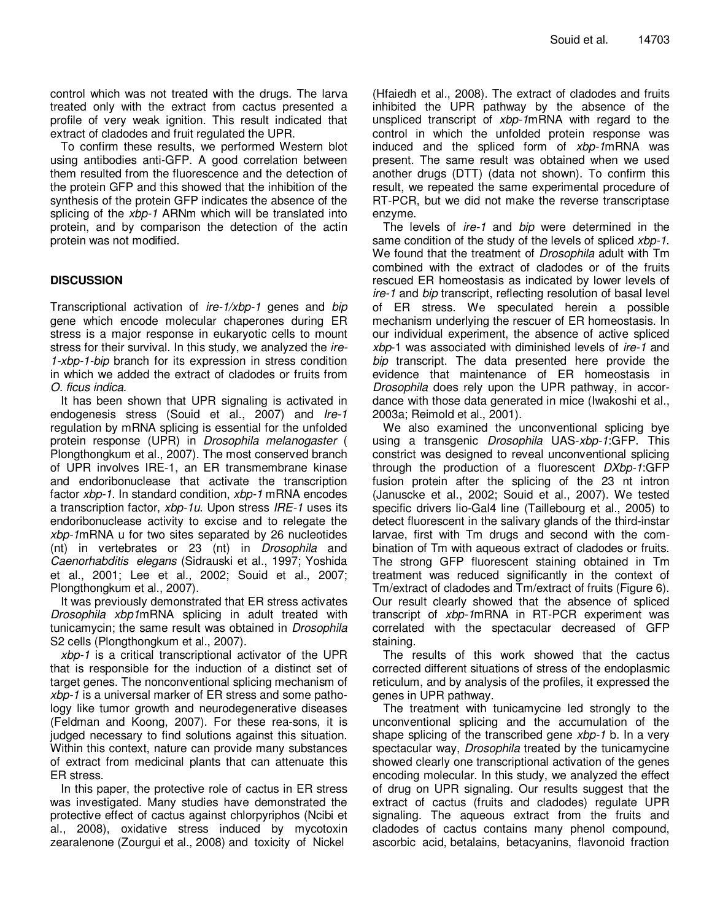control which was not treated with the drugs. The larva treated only with the extract from cactus presented a profile of very weak ignition. This result indicated that extract of cladodes and fruit regulated the UPR.

To confirm these results, we performed Western blot using antibodies anti-GFP. A good correlation between them resulted from the fluorescence and the detection of the protein GFP and this showed that the inhibition of the synthesis of the protein GFP indicates the absence of the splicing of the *xbp-1* ARNm which will be translated into protein, and by comparison the detection of the actin protein was not modified.

## DISCUSSION

Transcriptional activation of *ire-1/xbp-1* genes and *bip* gene which encode molecular chaperones during ER stress is a major response in eukaryotic cells to mount stress for their survival. In this study, we analyzed the *ire-1-xbp-1-bip* branch for its expression in stress condition in which we added the extract of cladodes or fruits from *O. ficus indica*.

It has been shown that UPR signaling is activated in endogenesis stress (Souid et al., 2007) and *Ire-1* regulation by mRNA splicing is essential for the unfolded protein response (UPR) in *Drosophila melanogaster* ( Plongthongkum et al., 2007). The most conserved branch of UPR involves IRE-1, an ER transmembrane kinase and endoribonuclease that activate the transcription factor *xbp-1*. In standard condition, *xbp-1* mRNA encodes a transcription factor, *xbp-1u*. Upon stress *IRE-1* uses its endoribonuclease activity to excise and to relegate the *xbp-1*mRNA u for two sites separated by 26 nucleotides (nt) in vertebrates or 23 (nt) in *Drosophila* and *Caenorhabditis elegans* (Sidrauski et al., 1997; Yoshida et al., 2001; Lee et al., 2002; Souid et al., 2007; Plongthongkum et al., 2007).

It was previously demonstrated that ER stress activates *Drosophila xbp1*mRNA splicing in adult treated with tunicamycin; the same result was obtained in *Drosophila* S2 cells (Plongthongkum et al., 2007).

*xbp-1* is a critical transcriptional activator of the UPR that is responsible for the induction of a distinct set of target genes. The nonconventional splicing mechanism of *xbp-1* is a universal marker of ER stress and some pathology like tumor growth and neurodegenerative diseases (Feldman and Koong, 2007). For these rea-sons, it is judged necessary to find solutions against this situation. Within this context, nature can provide many substances of extract from medicinal plants that can attenuate this ER stress.

In this paper, the protective role of cactus in ER stress was investigated. Many studies have demonstrated the protective effect of cactus against chlorpyriphos (Ncibi et al., 2008), oxidative stress induced by mycotoxin zearalenone (Zourgui et al., 2008) and toxicity of Nickel (Hfaiedh et al., 2008). The extract of cladodes and fruits inhibited the UPR pathway by the absence of the unspliced transcript of *xbp-1*mRNA with regard to the control in which the unfolded protein response was induced and the spliced form of *xbp-1*mRNA was present. The same result was obtained when we used another drugs (DTT) (data not shown). To confirm this result, we repeated the same experimental procedure of RT-PCR, but we did not make the reverse transcriptase enzyme.

The levels of *ire-1* and *bip* were determined in the same condition of the study of the levels of spliced *xbp-1*. We found that the treatment of *Drosophila* adult with Tm combined with the extract of cladodes or of the fruits rescued ER homeostasis as indicated by lower levels of *ire-1* and *bip* transcript, reflecting resolution of basal level of ER stress. We speculated herein a possible mechanism underlying the rescuer of ER homeostasis. In our individual experiment, the absence of active spliced *xbp*-1 was associated with diminished levels of *ire-1* and *bip* transcript. The data presented here provide the evidence that maintenance of ER homeostasis in *Drosophila* does rely upon the UPR pathway, in accordance with those data generated in mice (Iwakoshi et al., 2003a; Reimold et al., 2001).

We also examined the unconventional splicing bye using a transgenic *Drosophila* UAS-*xbp-1*:GFP. This constrict was designed to reveal unconventional splicing through the production of a fluorescent *DXbp-1*:GFP fusion protein after the splicing of the 23 nt intron (Januscke et al., 2002; Souid et al., 2007). We tested specific drivers lio-Gal4 line (Taillebourg et al., 2005) to detect fluorescent in the salivary glands of the third-instar larvae, first with Tm drugs and second with the combination of Tm with aqueous extract of cladodes or fruits. The strong GFP fluorescent staining obtained in Tm treatment was reduced significantly in the context of Tm/extract of cladodes and Tm/extract of fruits (Figure 6). Our result clearly showed that the absence of spliced transcript of *xbp-1*mRNA in RT-PCR experiment was correlated with the spectacular decreased of GFP staining.

The results of this work showed that the cactus corrected different situations of stress of the endoplasmic reticulum, and by analysis of the profiles, it expressed the genes in UPR pathway.

The treatment with tunicamycine led strongly to the unconventional splicing and the accumulation of the shape splicing of the transcribed gene *xbp-1* b. In a very spectacular way, *Drosophila* treated by the tunicamycine showed clearly one transcriptional activation of the genes encoding molecular. In this study, we analyzed the effect of drug on UPR signaling. Our results suggest that the extract of cactus (fruits and cladodes) regulate UPR signaling. The aqueous extract from the fruits and cladodes of cactus contains many phenol compound, ascorbic acid, betalains, betacyanins, flavonoid fraction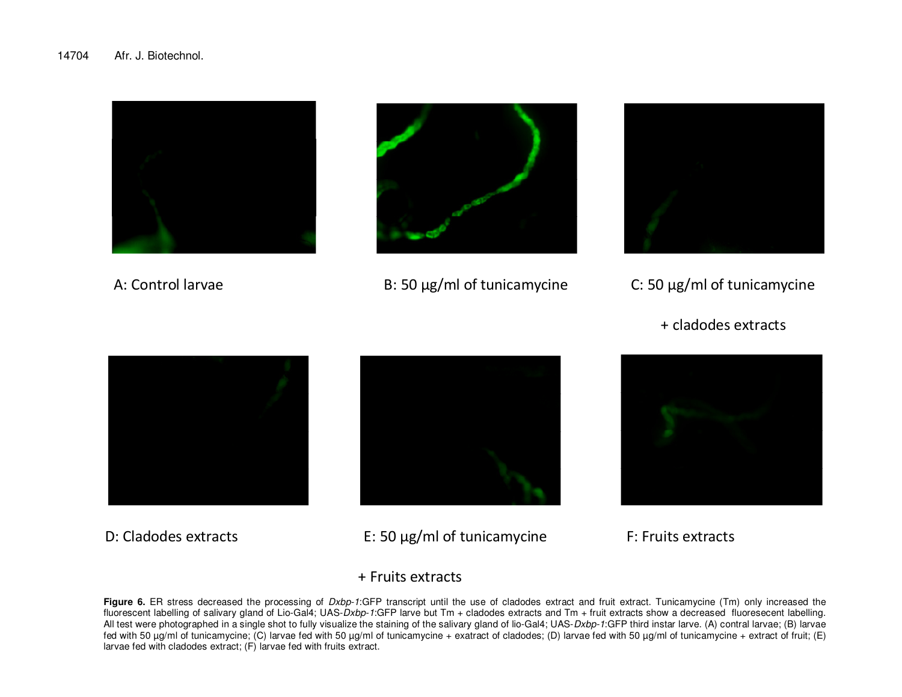A: Control larvae

B: 50 µg/ml of tunicamycine

C: 50 µg/ml of tunicamycine + cladodes extracts

D: Cladodes extracts

E: 50 µg/ml of tunicamycine + Fruits extracts

F: Fruits extracts

**Figure 6.** ER stress decreased the processing of *Dxbp-1*:GFP transcript until the use of cladodes extract and fruit extract. Tunicamycine (Tm) only increased the fluorescent labelling of salivary gland of Lio-Gal4; UAS-*Dxbp-1*:GFP larve but Tm + cladodes extracts and Tm + fruit extracts show a decreased fluoresecent labelling. All test were photographed in a single shot to fully visualize the staining of the salivary gland of lio-Gal4; UAS-*Dxbp-1*:GFP third instar larve. (A) contral larvae; (B) larvae fed with 50 µg/ml of tunicamycine; (C) larvae fed with 50 µg/ml of tunicamycine + exatract of cladodes; (D) larvae fed with 50 µg/ml of tunicamycine + extract of fruit; (E) larvae fed with cladodes extract; (F) larvae fed with fruits extract.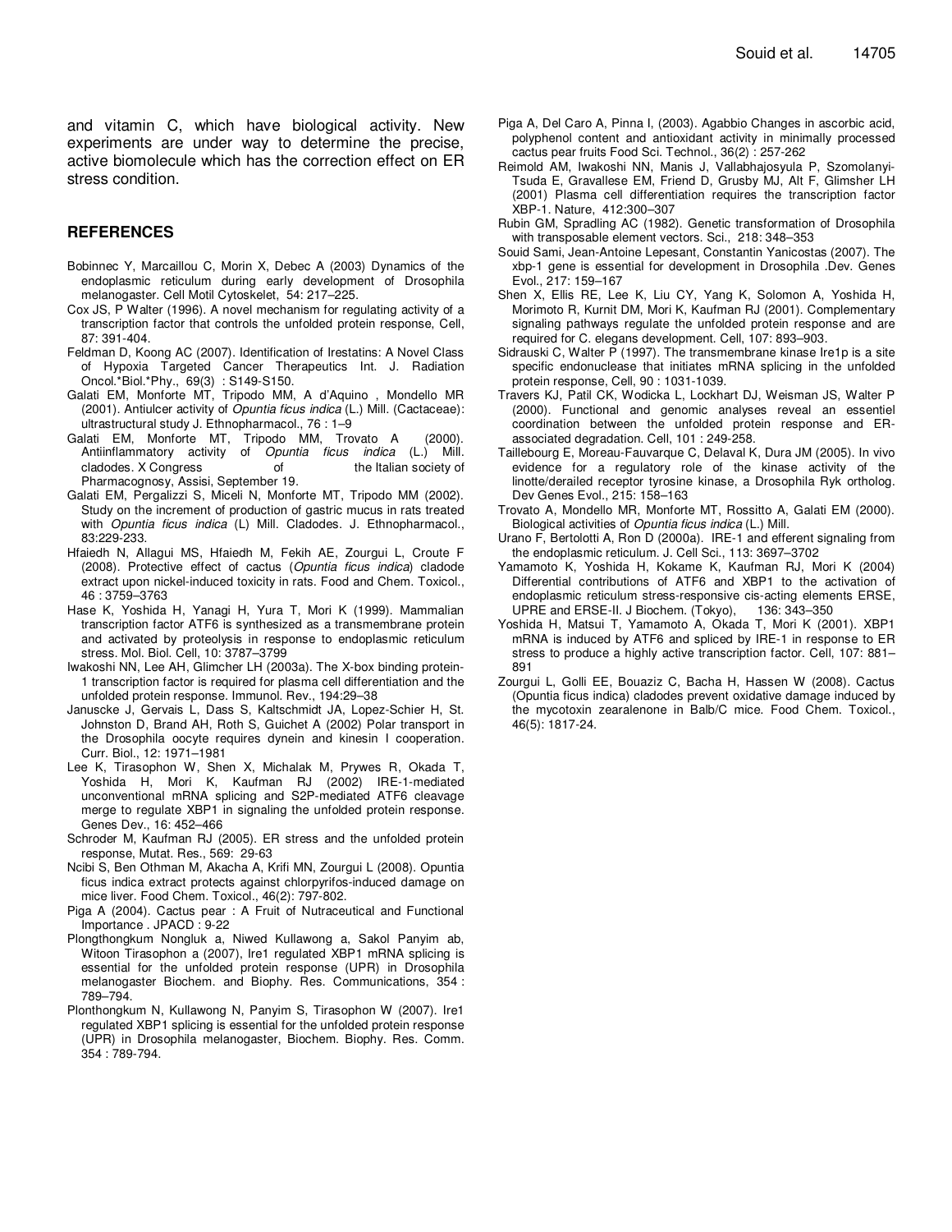and vitamin C, which have biological activity. New experiments are under way to determine the precise, active biomolecule which has the correction effect on ER stress condition.

## REFERENCES

Bobinnec Y, Marcaillou C, Morin X, Debec A (2003) Dynamics of the endoplasmic reticulum during early development of Drosophila melanogaster. Cell Motil Cytoskelet, 54: 217–225.

Cox JS, P Walter (1996). A novel mechanism for regulating activity of a transcription factor that controls the unfolded protein response, Cell, 87: 391-404.

Feldman D, Koong AC (2007). Identification of Irestatins: A Novel Class of Hypoxia Targeted Cancer Therapeutics Int. J. Radiation Oncol.*Biol.*Phy., 69(3) : S149-S150.

Galati EM, Monforte MT, Tripodo MM, A d'Aquino , Mondello MR (2001). Antiulcer activity of *Opuntia ficus indica* (L.) Mill. (Cactaceae): ultrastructural study J. Ethnopharmacol., 76 : 1–9

Galati EM, Monforte MT, Tripodo MM, Trovato A (2000). Antiinflammatory activity of *Opuntia ficus indica* (L.) Mill. cladodes. X Congress of the Italian society of Pharmacognosy, Assisi, September 19.

Galati EM, Pergalizzi S, Miceli N, Monforte MT, Tripodo MM (2002). Study on the increment of production of gastric mucus in rats treated with *Opuntia ficus indica* (L) Mill. Cladodes. J. Ethnopharmacol., 83:229-233.

Hfaiedh N, Allagui MS, Hfaiedh M, Fekih AE, Zourgui L, Croute F (2008). Protective effect of cactus (*Opuntia ficus indica*) cladode extract upon nickel-induced toxicity in rats. Food and Chem. Toxicol., 46 : 3759–3763

Hase K, Yoshida H, Yanagi H, Yura T, Mori K (1999). Mammalian transcription factor ATF6 is synthesized as a transmembrane protein and activated by proteolysis in response to endoplasmic reticulum stress. Mol. Biol. Cell, 10: 3787–3799

Iwakoshi NN, Lee AH, Glimcher LH (2003a). The X-box binding protein-1 transcription factor is required for plasma cell differentiation and the unfolded protein response. Immunol. Rev., 194:29–38

Januscke J, Gervais L, Dass S, Kaltschmidt JA, Lopez-Schier H, St. Johnston D, Brand AH, Roth S, Guichet A (2002) Polar transport in the Drosophila oocyte requires dynein and kinesin I cooperation. Curr. Biol., 12: 1971–1981

Lee K, Tirasophon W, Shen X, Michalak M, Prywes R, Okada T, Yoshida H, Mori K, Kaufman RJ (2002) IRE-1-mediated unconventional mRNA splicing and S2P-mediated ATF6 cleavage merge to regulate XBP1 in signaling the unfolded protein response. Genes Dev., 16: 452–466

Schroder M, Kaufman RJ (2005). ER stress and the unfolded protein response, Mutat. Res., 569: 29-63

Ncibi S, Ben Othman M, Akacha A, Krifi MN, Zourgui L (2008). Opuntia ficus indica extract protects against chlorpyrifos-induced damage on mice liver. Food Chem. Toxicol., 46(2): 797-802.

Piga A (2004). Cactus pear : A Fruit of Nutraceutical and Functional Importance . JPACD : 9-22

Plongthongkum Nongluk a, Niwed Kullawong a, Sakol Panyim ab, Witoon Tirasophon a (2007), Ire1 regulated XBP1 mRNA splicing is essential for the unfolded protein response (UPR) in Drosophila melanogaster Biochem. and Biophy. Res. Communications, 354 : 789–794.

Plonthongkum N, Kullawong N, Panyim S, Tirasophon W (2007). Ire1 regulated XBP1 splicing is essential for the unfolded protein response (UPR) in Drosophila melanogaster, Biochem. Biophy. Res. Comm. 354 : 789-794.

Piga A, Del Caro A, Pinna I, (2003). Agabbio Changes in ascorbic acid, polyphenol content and antioxidant activity in minimally processed cactus pear fruits Food Sci. Technol., 36(2) : 257-262

Reimold AM, Iwakoshi NN, Manis J, Vallabhajosyula P, Szomolanyi-Tsuda E, Gravallese EM, Friend D, Grusby MJ, Alt F, Glimsher LH (2001) Plasma cell differentiation requires the transcription factor XBP-1. Nature, 412:300–307

Rubin GM, Spradling AC (1982). Genetic transformation of Drosophila with transposable element vectors. Sci., 218: 348–353

Souid Sami, Jean-Antoine Lepesant, Constantin Yanicostas (2007). The xbp-1 gene is essential for development in Drosophila .Dev. Genes Evol., 217: 159–167

Shen X, Ellis RE, Lee K, Liu CY, Yang K, Solomon A, Yoshida H, Morimoto R, Kurnit DM, Mori K, Kaufman RJ (2001). Complementary signaling pathways regulate the unfolded protein response and are required for C. elegans development. Cell, 107: 893–903.

Sidrauski C, Walter P (1997). The transmembrane kinase Ire1p is a site specific endonuclease that initiates mRNA splicing in the unfolded protein response, Cell, 90 : 1031-1039.

Travers KJ, Patil CK, Wodicka L, Lockhart DJ, Weisman JS, Walter P (2000). Functional and genomic analyses reveal an essentiel coordination between the unfolded protein response and ER-associated degradation. Cell, 101 : 249-258.

Taillebourg E, Moreau-Fauvarque C, Delaval K, Dura JM (2005). In vivo evidence for a regulatory role of the kinase activity of the linotte/derailed receptor tyrosine kinase, a Drosophila Ryk ortholog. Dev Genes Evol., 215: 158–163

Trovato A, Mondello MR, Monforte MT, Rossitto A, Galati EM (2000). Biological activities of *Opuntia ficus indica* (L.) Mill.

Urano F, Bertolotti A, Ron D (2000a). IRE-1 and efferent signaling from the endoplasmic reticulum. J. Cell Sci., 113: 3697–3702

Yamamoto K, Yoshida H, Kokame K, Kaufman RJ, Mori K (2004) Differential contributions of ATF6 and XBP1 to the activation of endoplasmic reticulum stress-responsive cis-acting elements ERSE, UPRE and ERSE-II. J Biochem. (Tokyo), 136: 343–350

Yoshida H, Matsui T, Yamamoto A, Okada T, Mori K (2001). XBP1 mRNA is induced by ATF6 and spliced by IRE-1 in response to ER stress to produce a highly active transcription factor. Cell, 107: 881–891

Zourgui L, Golli EE, Bouaziz C, Bacha H, Hassen W (2008). Cactus (Opuntia ficus indica) cladodes prevent oxidative damage induced by the mycotoxin zearalenone in Balb/C mice. Food Chem. Toxicol., 46(5): 1817-24.